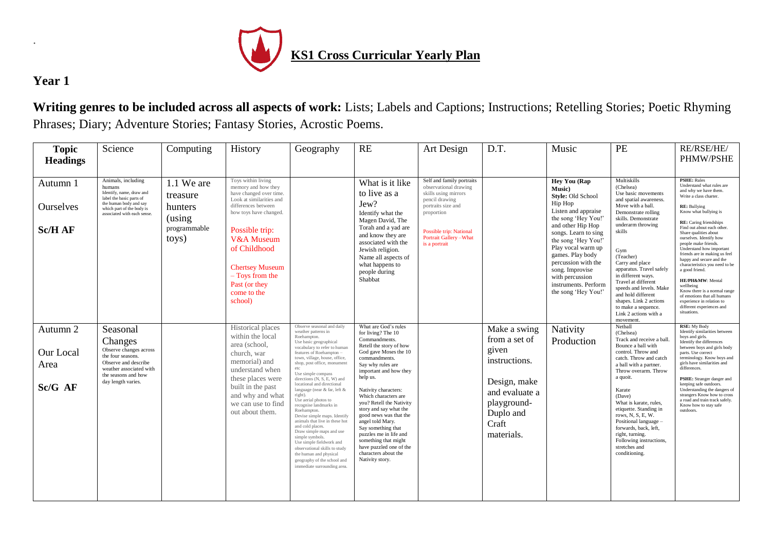# KS1 Cross Curricular Yearly Plan

## Year 1

**Writing genres to be included across all aspects of work:** Lists; Labels and Captions; Instructions; Retelling Stories; Poetic Rhyming Phrases; Diary; Adventure Stories; Fantasy Stories, Acrostic Poems.

| **Topic Headings** | Science | Computing | History | Geography | RE | Art Design | D.T. | Music | PE | RE/RSE/HE/ PHMW/PSHE |
|---|---|---|---|---|---|---|---|---|---|---|
| Autumn 1<br><br>Ourselves<br><br>**Sc/H AF** | Animals, including humans<br>Identify, name, draw and label the basic parts of the human body and say which part of the body is associated with each sense. | 1.1 We are treasure hunters (using programmable toys) | Toys within living memory and how they have changed over time. Look at similarities and differences between how toys have changed.<br><br>Possible trip: V&A Museum of Childhood<br><br>Chertsey Museum – Toys from the Past (or they come to the school) | | What is it like to live as a Jew?<br>Identify what the Magen David, The Torah and a yad are and know they are associated with the Jewish religion. Name all aspects of what happens to people during Shabbat | Self and family portraits observational drawing skills using mirrors pencil drawing portraits size and proportion<br><br>Possible trip: National Portrait Gallery –What is a portrait | | **Hey You (Rap Music)**<br>**Style:** Old School Hip Hop<br>Listen and appraise the song 'Hey You!' and other Hip Hop songs. Learn to sing the song 'Hey You!' Play vocal warm up games. Play body percussion with the song. Improvise with percussion instruments. Perform the song 'Hey You!' | Multiskills (Chelsea)<br>Use basic movements and spatial awareness. Move with a ball. Demonstrate rolling skills. Demonstrate underarm throwing skills<br><br>Gym (Teacher)<br>Carry and place apparatus. Travel safely in different ways. Travel at different speeds and levels. Make and hold different shapes. Link 2 actions to make a sequence. Link 2 actions with a movement. | **PSHE:** Rules<br>Understand what rules are and why we have them. Write a class charter.<br><br>**RE:** Bullying<br>Know what bullying is<br><br>**RE:** Caring friendships<br>Find out about each other. Share qualities about ourselves. Identify how people make friends. Understand how important friends are in making us feel happy and secure and the characteristics you need to be a good friend.<br><br>**HE/PH&MW**: Mental wellbeing<br>Know there is a normal range of emotions that all humans experience in relation to different experiences and situations. |
| Autumn 2<br><br>Our Local Area<br><br>**Sc/G AF** | Seasonal Changes<br>Observe changes across the four seasons. Observe and describe weather associated with the seasons and how day length varies. | | Historical places within the local area (school, church, war memorial) and understand when these places were built in the past and why and what we can use to find out about them. | Observe seasonal and daily weather patterns in Roehampton.<br>Use basic geographical vocabulary to refer to human features of Roehampton – town, village, house, office, shop, post office, monument etc<br>Use simple compass directions (N, S, E, W) and locational and directional language (near & far, left & right).<br>Use aerial photos to recognise landmarks in Roehampton.<br>Devise simple maps. Identify animals that live in these hot and cold places.<br>Draw simple maps and use simple symbols.<br>Use simple fieldwork and observational skills to study the human and physical geography of the school and immediate surrounding area. | What are God's rules for living? The 10 Commandments.<br>Retell the story of how God gave Moses the 10 commandments.<br>Say why rules are important and how they help us.<br><br>Nativity characters: Which characters are you? Retell the Nativity story and say what the good news was that the angel told Mary.<br>Say something that puzzles me in life and something that might have puzzled one of the characters about the Nativity story. | | Make a swing from a set of given instructions.<br><br>Design, make and evaluate a playground- Duplo and Craft materials. | Nativity Production | Netball (Chelsea)<br>Track and receive a ball. Bounce a ball with control. Throw and catch. Throw and catch a ball with a partner. Throw overarm. Throw a quoit.<br><br>Karate (Dave)<br>What is karate, rules, etiquette. Standing in rows, N, S, E, W. Positional language – forwards, back, left, right, turning. Following instructions, stretches and conditioning. | **RSE:** My Body<br>Identify similarities between boys and girls. Identify the differences between boys and girls body parts. Use correct terminology. Know boys and girls have similarities and differences.<br><br>**PSHE:** Stranger danger and keeping safe outdoors. Understanding the dangers of strangers Know how to cross a road and train track safely. Know how to stay safe outdoors. |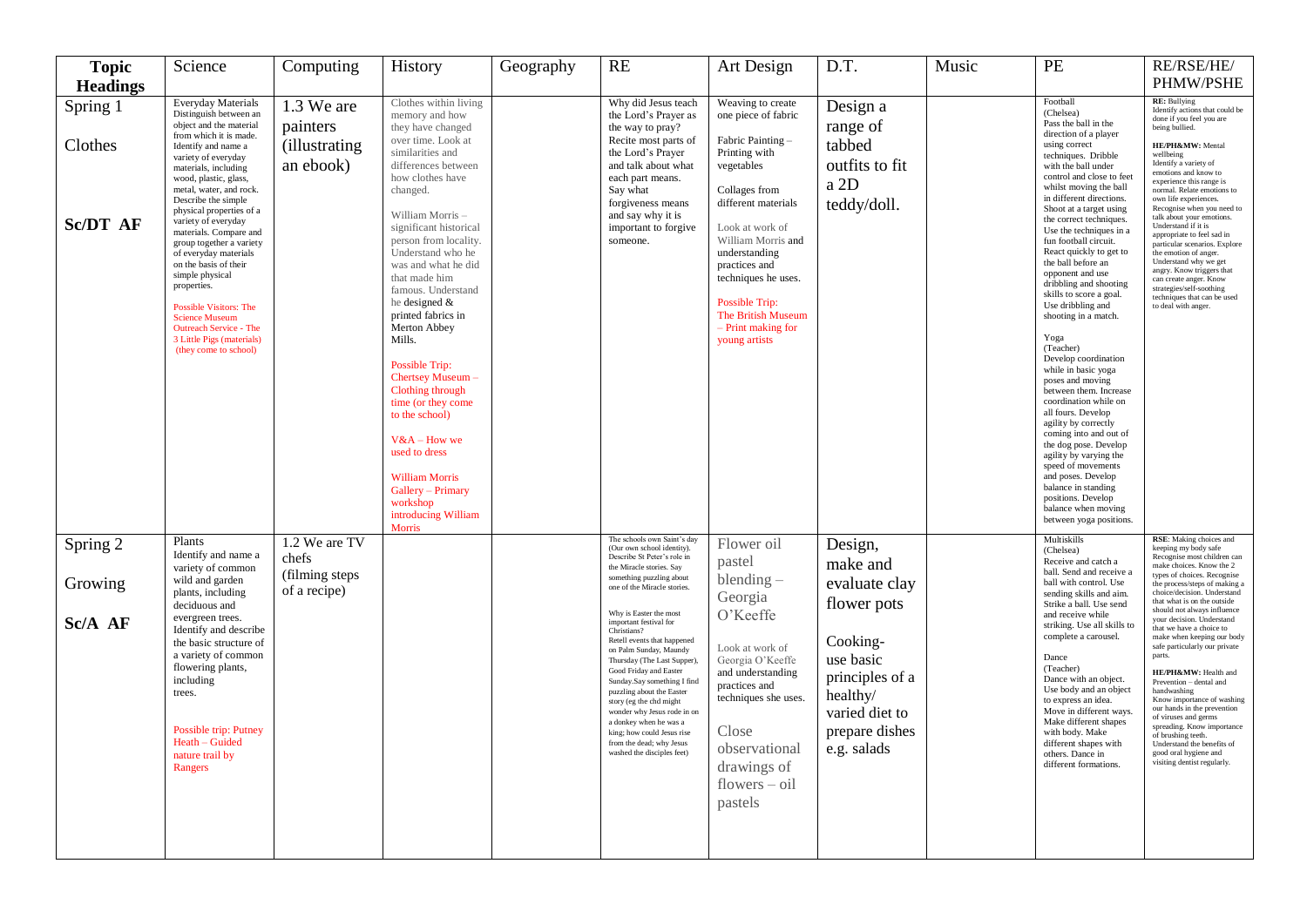| Topic Headings | Science | Computing | History | Geography | RE | Art Design | D.T. | Music | PE | RE/RSE/HE/ PHMW/PSHE |
|---|---|---|---|---|---|---|---|---|---|---|
| Spring 1<br><br>Clothes<br><br>**Sc/DT AF** | Everyday Materials<br>Distinguish between an object and the material from which it is made. Identify and name a variety of everyday materials, including wood, plastic, glass, metal, water, and rock. Describe the simple physical properties of a variety of everyday materials. Compare and group together a variety of everyday materials on the basis of their simple physical properties.<br><br>Possible Visitors: The Science Museum Outreach Service - The 3 Little Pigs (materials) (they come to school) | 1.3 We are painters (illustrating an ebook) | Clothes within living memory and how they have changed over time. Look at similarities and differences between how clothes have changed.<br><br>William Morris – significant historical person from locality. Understand who he was and what he did that made him famous. Understand he designed & printed fabrics in Merton Abbey Mills.<br><br>Possible Trip: Chertsey Museum – Clothing through time (or they come to the school)<br><br>V&A – How we used to dress<br><br>William Morris Gallery – Primary workshop introducing William Morris | | Why did Jesus teach the Lord's Prayer as the way to pray? Recite most parts of the Lord's Prayer and talk about what each part means. Say what forgiveness means and say why it is important to forgive someone. | Weaving to create one piece of fabric<br><br>Fabric Painting – Printing with vegetables<br><br>Collages from different materials<br><br>Look at work of William Morris and understanding practices and techniques he uses.<br><br>Possible Trip: The British Museum – Print making for young artists | Design a range of tabbed outfits to fit a 2D teddy/doll. | | Football (Chelsea)<br>Pass the ball in the direction of a player using correct techniques. Dribble with the ball under control and close to feet whilst moving the ball in different directions. Shoot at a target using the correct techniques. Use the techniques in a fun football circuit. React quickly to get to the ball before an opponent and use dribbling and shooting skills to score a goal. Use dribbling and shooting in a match.<br><br>Yoga (Teacher)<br>Develop coordination while in basic yoga poses and moving between them. Increase coordination while on all fours. Develop agility by correctly coming into and out of the dog pose. Develop agility by varying the speed of movements and poses. Develop balance in standing positions. Develop balance when moving between yoga positions. | **RE:** Bullying<br>Identify actions that could be done if you feel you are being bullied.<br><br>**HE/PH&MW:** Mental wellbeing<br>Identify a variety of emotions and know to experience this range is normal. Relate emotions to own life experiences. Recognise when you need to talk about your emotions. Understand if it is appropriate to feel sad in particular scenarios. Explore the emotion of anger. Understand why we get angry. Know triggers that can create anger. Know strategies/self-soothing techniques that can be used to deal with anger. |
| Spring 2<br><br>Growing<br><br>**Sc/A AF** | Plants<br>Identify and name a variety of common wild and garden plants, including deciduous and evergreen trees. Identify and describe the basic structure of a variety of common flowering plants, including trees.<br><br>Possible trip: Putney Heath – Guided nature trail by Rangers | 1.2 We are TV chefs (filming steps of a recipe) | | | The schools own Saint's day (Our own school identity). Describe St Peter's role in the Miracle stories. Say something puzzling about one of the Miracle stories.<br><br>Why is Easter the most important festival for Christians?<br>Retell events that happened on Palm Sunday, Maundy Thursday (The Last Supper), Good Friday and Easter Sunday.Say something I find puzzling about the Easter story (eg the chd might wonder why Jesus rode in on a donkey when he was a king; how could Jesus rise from the dead; why Jesus washed the disciples feet) | Flower oil pastel blending – Georgia O'Keeffe<br><br>Look at work of Georgia O'Keeffe and understanding practices and techniques she uses.<br><br>Close observational drawings of flowers – oil pastels | Design, make and evaluate clay flower pots<br><br>Cooking- use basic principles of a healthy/ varied diet to prepare dishes e.g. salads | | Multiskills (Chelsea)<br>Receive and catch a ball. Send and receive a ball with control. Use sending skills and aim. Strike a ball. Use send and receive while striking. Use all skills to complete a carousel.<br><br>Dance (Teacher)<br>Dance with an object. Use body and an object to express an idea. Move in different ways. Make different shapes with body. Make different shapes with others. Dance in different formations. | **RSE**: Making choices and keeping my body safe<br>Recognise most children can make choices. Know the 2 types of choices. Recognise the process/steps of making a choice/decision. Understand that what is on the outside should not always influence your decision. Understand that we have a choice to make when keeping our body safe particularly our private parts.<br><br>**HE/PH&MW:** Health and Prevention – dental and handwashing<br>Know importance of washing our hands in the prevention of viruses and germs spreading. Know importance of brushing teeth. Understand the benefits of good oral hygiene and visiting dentist regularly. |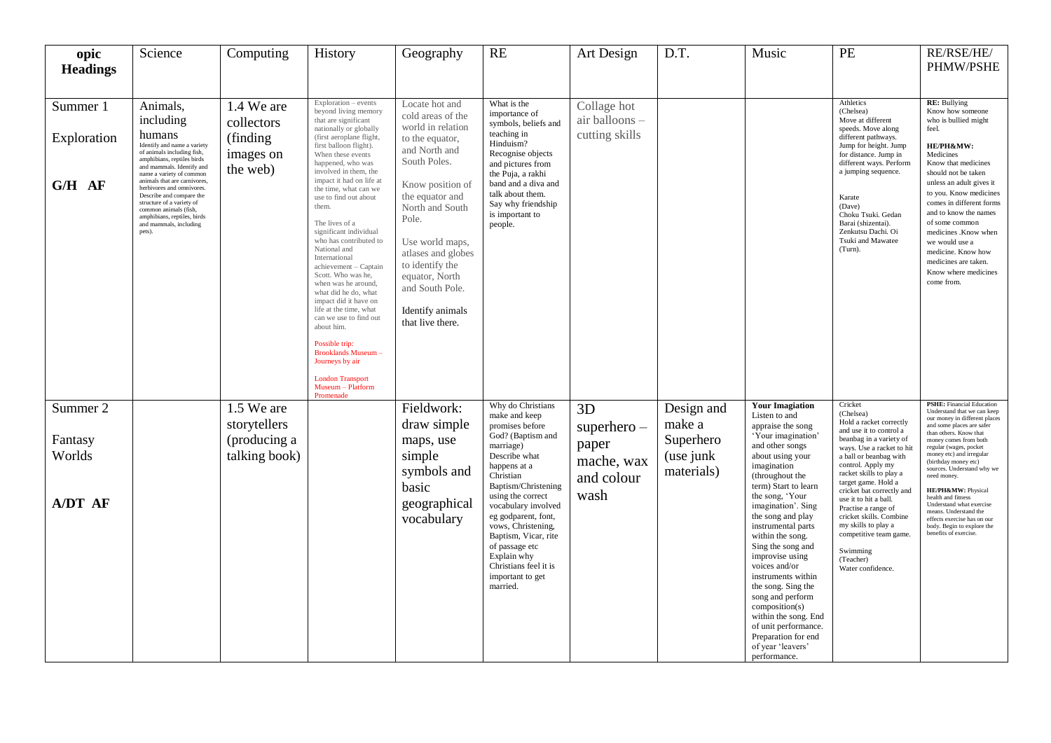| opic Headings | Science | Computing | History | Geography | RE | Art Design | D.T. | Music | PE | RE/RSE/HE/ PHMW/PSHE |
|---|---|---|---|---|---|---|---|---|---|---|
| Summer 1<br><br>Exploration<br><br>**G/H AF** | Animals, including humans<br>Identify and name a variety of animals including fish, amphibians, reptiles birds and mammals. Identify and name a variety of common animals that are carnivores, herbivores and omnivores. Describe and compare the structure of a variety of common animals (fish, amphibians, reptiles, birds and mammals, including pets). | 1.4 We are collectors (finding images on the web) | Exploration – events beyond living memory that are significant nationally or globally (first aeroplane flight, first balloon flight). When these events happened, who was involved in them, the impact it had on life at the time, what can we use to find out about them.<br><br>The lives of a significant individual who has contributed to National and International achievement – Captain Scott. Who was he, when was he around, what did he do, what impact did it have on life at the time, what can we use to find out about him.<br><br>Possible trip: Brooklands Museum – Journeys by air<br><br>London Transport Museum – Platform Promenade | Locate hot and cold areas of the world in relation to the equator, and North and South Poles.<br><br>Know position of the equator and North and South Pole.<br><br>Use world maps, atlases and globes to identify the equator, North and South Pole.<br><br>Identify animals that live there. | What is the importance of symbols, beliefs and teaching in Hinduism?<br>Recognise objects and pictures from the Puja, a rakhi band and a diva and talk about them.<br>Say why friendship is important to people. | Collage hot air balloons – cutting skills | | | Athletics (Chelsea)<br>Move at different speeds. Move along different pathways. Jump for height. Jump for distance. Jump in different ways. Perform a jumping sequence.<br><br>Karate (Dave)<br>Choku Tsuki. Gedan Barai (shizentai). Zenkutsu Dachi. Oi Tsuki and Mawatee (Turn). | **RE:** Bullying<br>Know how someone who is bullied might feel.<br><br>**HE/PH&MW:** Medicines<br>Know that medicines should not be taken unless an adult gives it to you. Know medicines comes in different forms and to know the names of some common medicines .Know when we would use a medicine. Know how medicines are taken. Know where medicines come from. |
| Summer 2<br><br>Fantasy Worlds<br><br>**A/DT AF** | | 1.5 We are storytellers (producing a talking book) | | Fieldwork: draw simple maps, use simple symbols and basic geographical vocabulary | Why do Christians make and keep promises before God? (Baptism and marriage)<br>Describe what happens at a Christian Baptism/Christening using the correct vocabulary involved eg godparent, font, vows, Christening, Baptism, Vicar, rite of passage etc<br>Explain why Christians feel it is important to get married. | 3D superhero – paper mache, wax and colour wash | Design and make a Superhero (use junk materials) | **Your Imagination**<br>Listen to and appraise the song 'Your imagination' and other songs about using your imagination (throughout the term) Start to learn the song, 'Your imagination'. Sing the song and play instrumental parts within the song. Sing the song and improvise using voices and/or instruments within the song. Sing the song and perform composition(s) within the song. End of unit performance. Preparation for end of year 'leavers' performance. | Cricket (Chelsea)<br>Hold a racket correctly and use it to control a beanbag in a variety of ways. Use a racket to hit a ball or beanbag with control. Apply my racket skills to play a target game. Hold a cricket bat correctly and use it to hit a ball. Practise a range of cricket skills. Combine my skills to play a competitive team game.<br><br>Swimming (Teacher)<br>Water confidence. | **PSHE:** Financial Education<br>Understand that we can keep our money in different places and some places are safer than others. Know that money comes from both regular (wages, pocket money etc) and irregular (birthday money etc) sources. Understand why we need money.<br><br>**HE/PH&MW:** Physical health and fitness<br>Understand what exercise means. Understand the effects exercise has on our body. Begin to explore the benefits of exercise. |